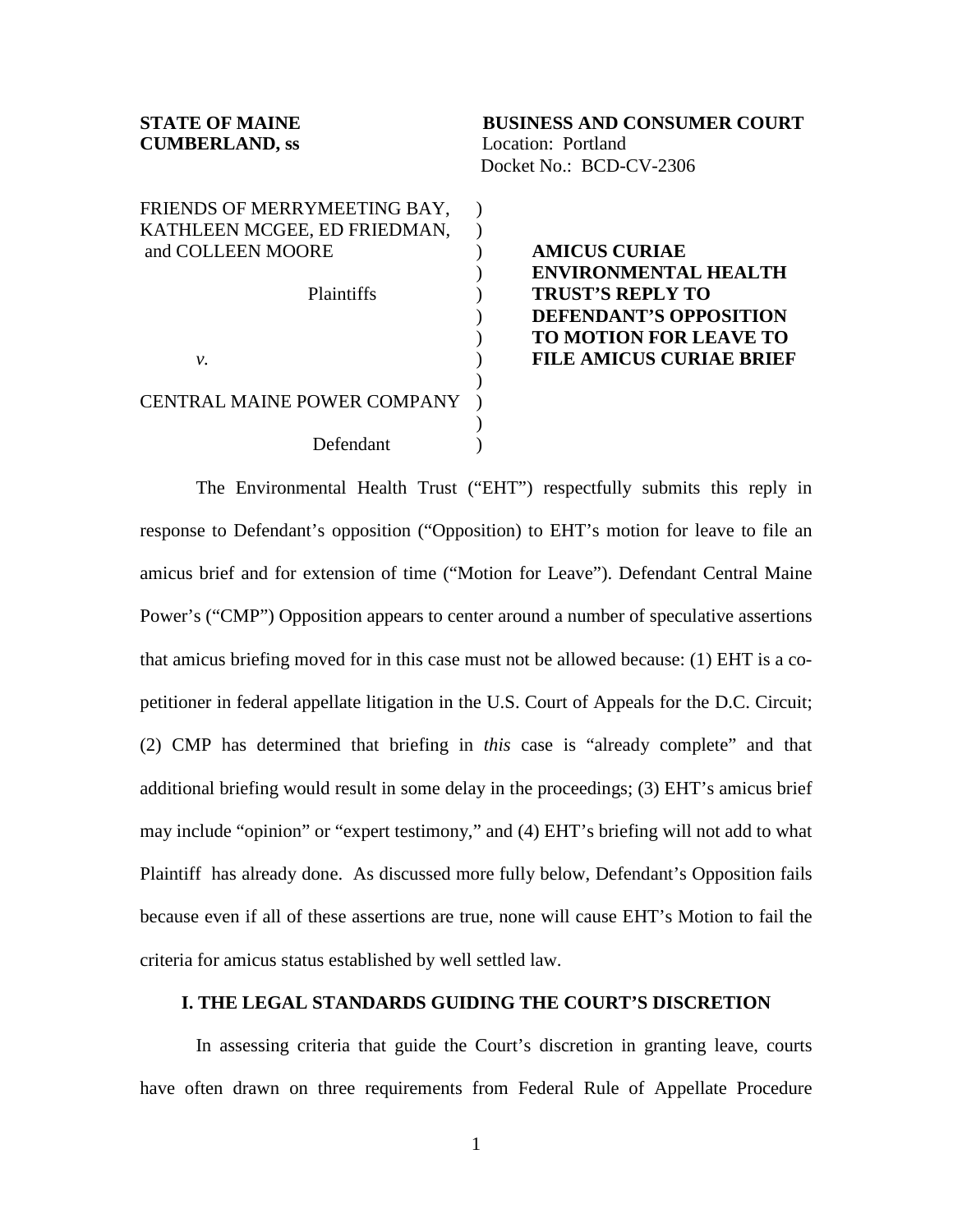**STATE OF MAINE**
**CUMBERLAND, ss**

**BUSINESS AND CONSUMER COURT**
Location: Portland
Docket No.: BCD-CV-2306

| | |
|---|---|
| FRIENDS OF MERRYMEETING BAY, KATHLEEN MCGEE, ED FRIEDMAN, and COLLEEN MOORE<br><br>Plaintiffs<br><br>*v.*<br><br>CENTRAL MAINE POWER COMPANY<br><br>Defendant | **AMICUS CURIAE ENVIRONMENTAL HEALTH TRUST'S REPLY TO DEFENDANT'S OPPOSITION TO MOTION FOR LEAVE TO FILE AMICUS CURIAE BRIEF** |

The Environmental Health Trust ("EHT") respectfully submits this reply in response to Defendant's opposition ("Opposition) to EHT's motion for leave to file an amicus brief and for extension of time ("Motion for Leave"). Defendant Central Maine Power's ("CMP") Opposition appears to center around a number of speculative assertions that amicus briefing moved for in this case must not be allowed because: (1) EHT is a co-petitioner in federal appellate litigation in the U.S. Court of Appeals for the D.C. Circuit; (2) CMP has determined that briefing in *this* case is "already complete" and that additional briefing would result in some delay in the proceedings; (3) EHT's amicus brief may include "opinion" or "expert testimony," and (4) EHT's briefing will not add to what Plaintiff has already done. As discussed more fully below, Defendant's Opposition fails because even if all of these assertions are true, none will cause EHT's Motion to fail the criteria for amicus status established by well settled law.

## I. THE LEGAL STANDARDS GUIDING THE COURT'S DISCRETION

In assessing criteria that guide the Court's discretion in granting leave, courts have often drawn on three requirements from Federal Rule of Appellate Procedure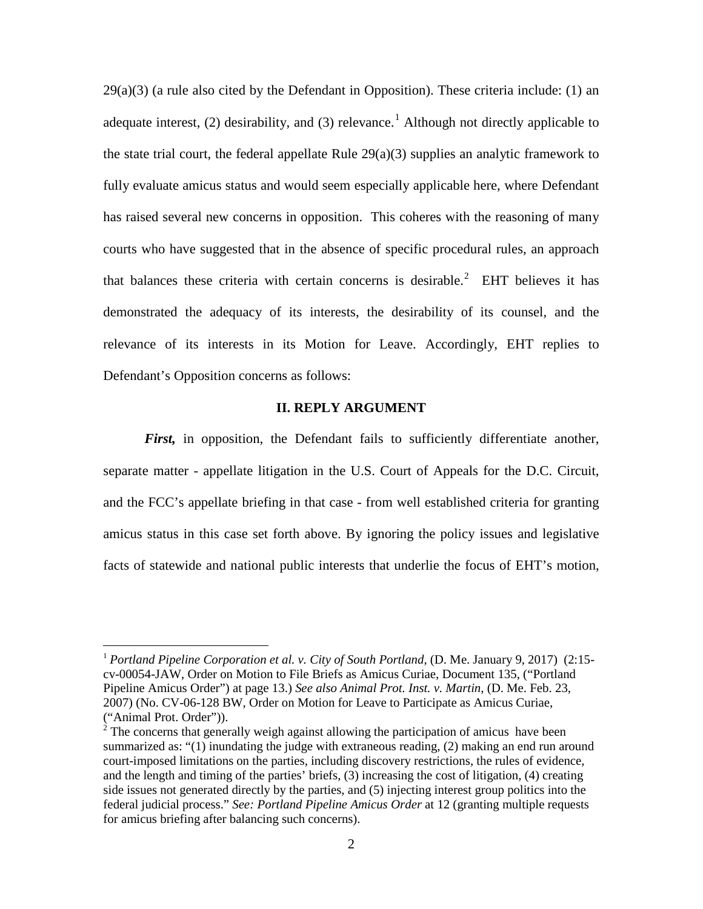29(a)(3) (a rule also cited by the Defendant in Opposition). These criteria include: (1) an adequate interest, (2) desirability, and (3) relevance.[1] Although not directly applicable to the state trial court, the federal appellate Rule 29(a)(3) supplies an analytic framework to fully evaluate amicus status and would seem especially applicable here, where Defendant has raised several new concerns in opposition. This coheres with the reasoning of many courts who have suggested that in the absence of specific procedural rules, an approach that balances these criteria with certain concerns is desirable.[2] EHT believes it has demonstrated the adequacy of its interests, the desirability of its counsel, and the relevance of its interests in its Motion for Leave. Accordingly, EHT replies to Defendant's Opposition concerns as follows:

## II. REPLY ARGUMENT

***First,*** in opposition, the Defendant fails to sufficiently differentiate another, separate matter - appellate litigation in the U.S. Court of Appeals for the D.C. Circuit, and the FCC's appellate briefing in that case - from well established criteria for granting amicus status in this case set forth above. By ignoring the policy issues and legislative facts of statewide and national public interests that underlie the focus of EHT's motion,

---

[1] *Portland Pipeline Corporation et al. v. City of South Portland*, (D. Me. January 9, 2017) (2:15-cv-00054-JAW, Order on Motion to File Briefs as Amicus Curiae, Document 135, ("Portland Pipeline Amicus Order") at page 13.) *See also Animal Prot. Inst. v. Martin*, (D. Me. Feb. 23, 2007) (No. CV-06-128 BW, Order on Motion for Leave to Participate as Amicus Curiae, ("Animal Prot. Order")).

[2] The concerns that generally weigh against allowing the participation of amicus have been summarized as: "(1) inundating the judge with extraneous reading, (2) making an end run around court-imposed limitations on the parties, including discovery restrictions, the rules of evidence, and the length and timing of the parties' briefs, (3) increasing the cost of litigation, (4) creating side issues not generated directly by the parties, and (5) injecting interest group politics into the federal judicial process." *See: Portland Pipeline Amicus Order* at 12 (granting multiple requests for amicus briefing after balancing such concerns).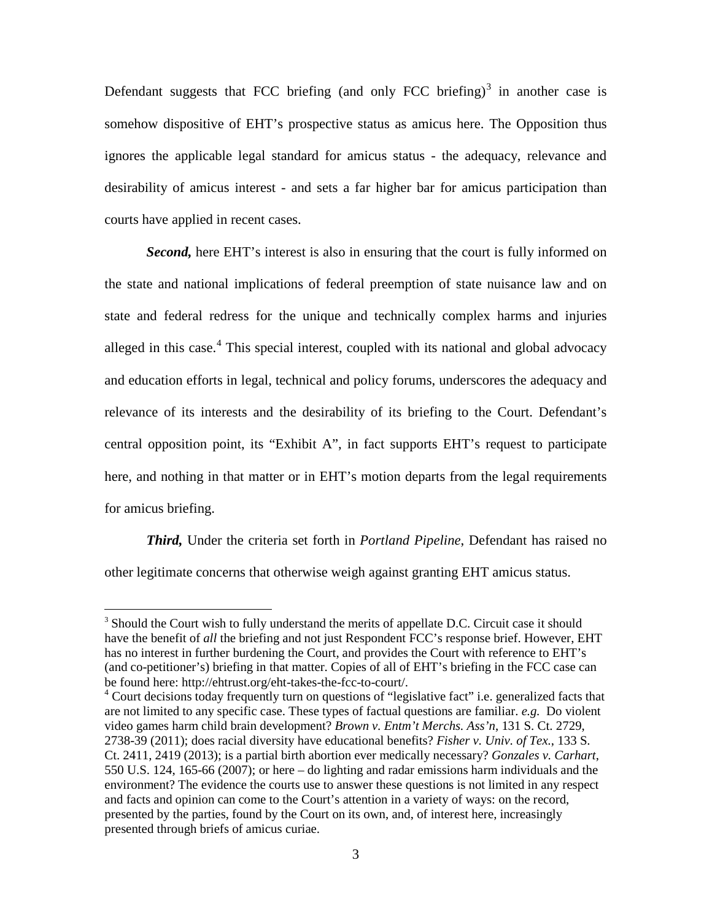Defendant suggests that FCC briefing (and only FCC briefing)[3] in another case is somehow dispositive of EHT's prospective status as amicus here. The Opposition thus ignores the applicable legal standard for amicus status - the adequacy, relevance and desirability of amicus interest - and sets a far higher bar for amicus participation than courts have applied in recent cases.

***Second,*** here EHT's interest is also in ensuring that the court is fully informed on the state and national implications of federal preemption of state nuisance law and on state and federal redress for the unique and technically complex harms and injuries alleged in this case.[4] This special interest, coupled with its national and global advocacy and education efforts in legal, technical and policy forums, underscores the adequacy and relevance of its interests and the desirability of its briefing to the Court. Defendant's central opposition point, its "Exhibit A", in fact supports EHT's request to participate here, and nothing in that matter or in EHT's motion departs from the legal requirements for amicus briefing.

***Third,*** Under the criteria set forth in *Portland Pipeline*, Defendant has raised no other legitimate concerns that otherwise weigh against granting EHT amicus status.

---

[3] Should the Court wish to fully understand the merits of appellate D.C. Circuit case it should have the benefit of *all* the briefing and not just Respondent FCC's response brief. However, EHT has no interest in further burdening the Court, and provides the Court with reference to EHT's (and co-petitioner's) briefing in that matter. Copies of all of EHT's briefing in the FCC case can be found here: http://ehtrust.org/eht-takes-the-fcc-to-court/.

[4] Court decisions today frequently turn on questions of "legislative fact" i.e. generalized facts that are not limited to any specific case. These types of factual questions are familiar. *e.g.* Do violent video games harm child brain development? *Brown v. Entm't Merchs. Ass'n*, 131 S. Ct. 2729, 2738-39 (2011); does racial diversity have educational benefits? *Fisher v. Univ. of Tex.*, 133 S. Ct. 2411, 2419 (2013); is a partial birth abortion ever medically necessary? *Gonzales v. Carhart*, 550 U.S. 124, 165-66 (2007); or here – do lighting and radar emissions harm individuals and the environment? The evidence the courts use to answer these questions is not limited in any respect and facts and opinion can come to the Court's attention in a variety of ways: on the record, presented by the parties, found by the Court on its own, and, of interest here, increasingly presented through briefs of amicus curiae.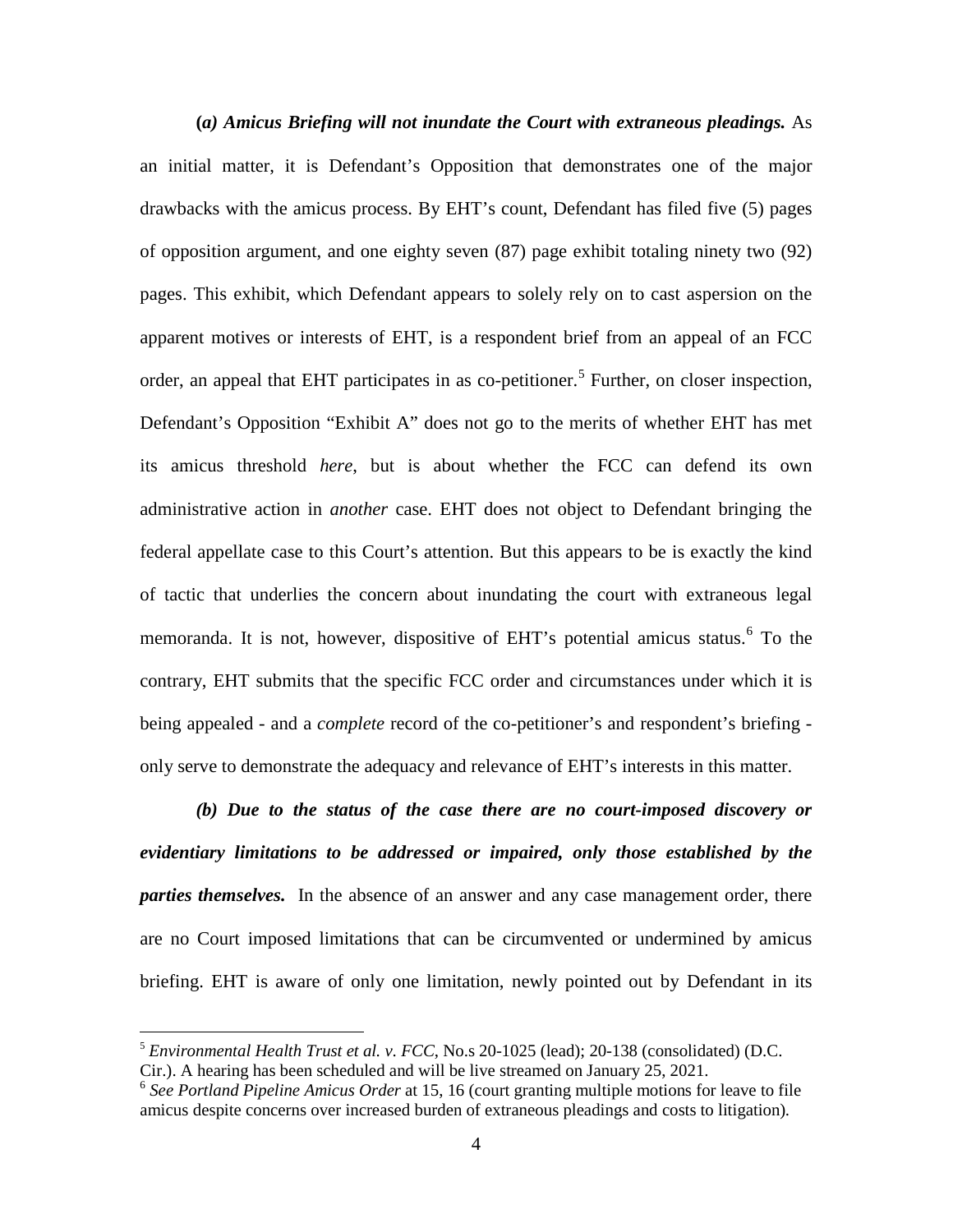**(*a) Amicus Briefing will not inundate the Court with extraneous pleadings.*** As an initial matter, it is Defendant's Opposition that demonstrates one of the major drawbacks with the amicus process. By EHT's count, Defendant has filed five (5) pages of opposition argument, and one eighty seven (87) page exhibit totaling ninety two (92) pages. This exhibit, which Defendant appears to solely rely on to cast aspersion on the apparent motives or interests of EHT, is a respondent brief from an appeal of an FCC order, an appeal that EHT participates in as co-petitioner.[5] Further, on closer inspection, Defendant's Opposition "Exhibit A" does not go to the merits of whether EHT has met its amicus threshold *here*, but is about whether the FCC can defend its own administrative action in *another* case. EHT does not object to Defendant bringing the federal appellate case to this Court's attention. But this appears to be is exactly the kind of tactic that underlies the concern about inundating the court with extraneous legal memoranda. It is not, however, dispositive of EHT's potential amicus status.[6] To the contrary, EHT submits that the specific FCC order and circumstances under which it is being appealed - and a *complete* record of the co-petitioner's and respondent's briefing - only serve to demonstrate the adequacy and relevance of EHT's interests in this matter.

***(b) Due to the status of the case there are no court-imposed discovery or evidentiary limitations to be addressed or impaired, only those established by the parties themselves.*** In the absence of an answer and any case management order, there are no Court imposed limitations that can be circumvented or undermined by amicus briefing. EHT is aware of only one limitation, newly pointed out by Defendant in its

---

[5] *Environmental Health Trust et al. v. FCC*, No.s 20-1025 (lead); 20-138 (consolidated) (D.C. Cir.). A hearing has been scheduled and will be live streamed on January 25, 2021.

[6] *See Portland Pipeline Amicus Order* at 15, 16 (court granting multiple motions for leave to file amicus despite concerns over increased burden of extraneous pleadings and costs to litigation).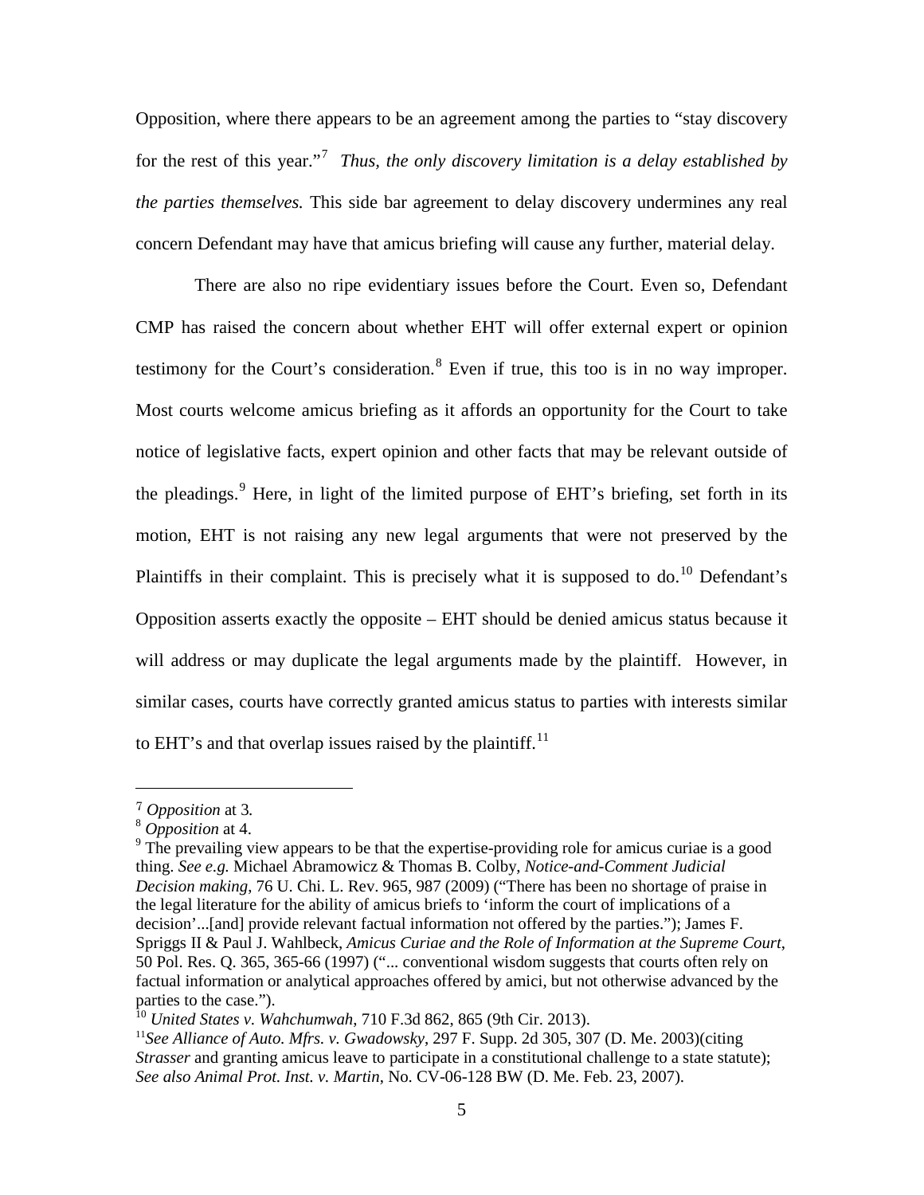Opposition, where there appears to be an agreement among the parties to "stay discovery for the rest of this year."[7] *Thus, the only discovery limitation is a delay established by the parties themselves.* This side bar agreement to delay discovery undermines any real concern Defendant may have that amicus briefing will cause any further, material delay.

There are also no ripe evidentiary issues before the Court. Even so, Defendant CMP has raised the concern about whether EHT will offer external expert or opinion testimony for the Court's consideration.[8] Even if true, this too is in no way improper. Most courts welcome amicus briefing as it affords an opportunity for the Court to take notice of legislative facts, expert opinion and other facts that may be relevant outside of the pleadings.[9] Here, in light of the limited purpose of EHT's briefing, set forth in its motion, EHT is not raising any new legal arguments that were not preserved by the Plaintiffs in their complaint. This is precisely what it is supposed to do.[10] Defendant's Opposition asserts exactly the opposite – EHT should be denied amicus status because it will address or may duplicate the legal arguments made by the plaintiff. However, in similar cases, courts have correctly granted amicus status to parties with interests similar to EHT's and that overlap issues raised by the plaintiff.[11]

---

[7] *Opposition* at 3.

[8] *Opposition* at 4.

[9] The prevailing view appears to be that the expertise-providing role for amicus curiae is a good thing. *See e.g.* Michael Abramowicz & Thomas B. Colby, *Notice-and-Comment Judicial Decision making*, 76 U. Chi. L. Rev. 965, 987 (2009) ("There has been no shortage of praise in the legal literature for the ability of amicus briefs to 'inform the court of implications of a decision'...[and] provide relevant factual information not offered by the parties."); James F. Spriggs II & Paul J. Wahlbeck, *Amicus Curiae and the Role of Information at the Supreme Court*, 50 Pol. Res. Q. 365, 365-66 (1997) ("... conventional wisdom suggests that courts often rely on factual information or analytical approaches offered by amici, but not otherwise advanced by the parties to the case.").

[10] *United States v. Wahchumwah*, 710 F.3d 862, 865 (9th Cir. 2013).

[11] *See Alliance of Auto. Mfrs. v. Gwadowsky*, 297 F. Supp. 2d 305, 307 (D. Me. 2003)(citing *Strasser* and granting amicus leave to participate in a constitutional challenge to a state statute); *See also Animal Prot. Inst. v. Martin*, No. CV-06-128 BW (D. Me. Feb. 23, 2007).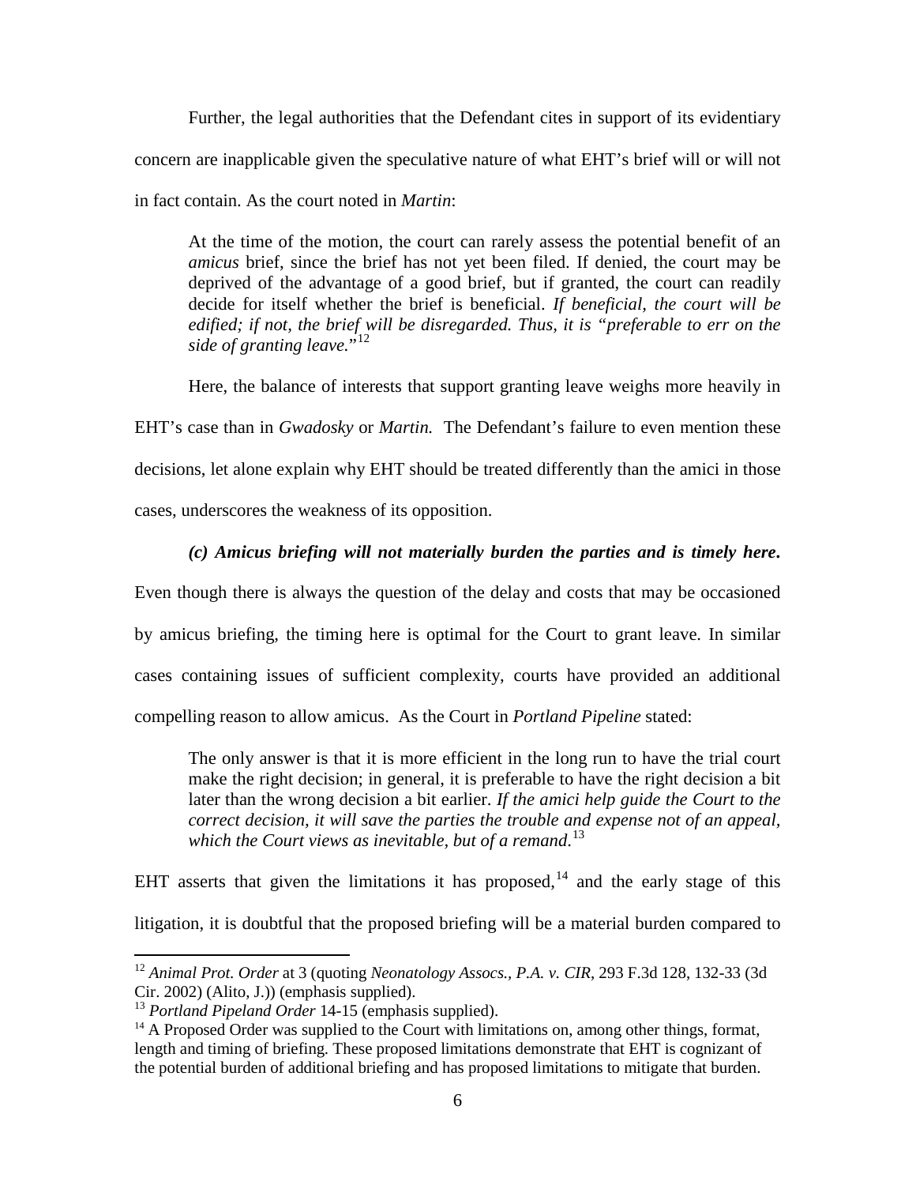Further, the legal authorities that the Defendant cites in support of its evidentiary concern are inapplicable given the speculative nature of what EHT's brief will or will not in fact contain. As the court noted in *Martin*:

> At the time of the motion, the court can rarely assess the potential benefit of an *amicus* brief, since the brief has not yet been filed. If denied, the court may be deprived of the advantage of a good brief, but if granted, the court can readily decide for itself whether the brief is beneficial. *If beneficial, the court will be edified; if not, the brief will be disregarded. Thus, it is "preferable to err on the side of granting leave."*[12]

Here, the balance of interests that support granting leave weighs more heavily in EHT's case than in *Gwadosky* or *Martin.* The Defendant's failure to even mention these decisions, let alone explain why EHT should be treated differently than the amici in those cases, underscores the weakness of its opposition.

***(c) Amicus briefing will not materially burden the parties and is timely here***. Even though there is always the question of the delay and costs that may be occasioned by amicus briefing, the timing here is optimal for the Court to grant leave. In similar cases containing issues of sufficient complexity, courts have provided an additional compelling reason to allow amicus. As the Court in *Portland Pipeline* stated:

> The only answer is that it is more efficient in the long run to have the trial court make the right decision; in general, it is preferable to have the right decision a bit later than the wrong decision a bit earlier. *If the amici help guide the Court to the correct decision, it will save the parties the trouble and expense not of an appeal, which the Court views as inevitable, but of a remand.*[13]

EHT asserts that given the limitations it has proposed,[14] and the early stage of this litigation, it is doubtful that the proposed briefing will be a material burden compared to

---

[12] *Animal Prot. Order* at 3 (quoting *Neonatology Assocs., P.A. v. CIR*, 293 F.3d 128, 132-33 (3d Cir. 2002) (Alito, J.)) (emphasis supplied).

[13] *Portland Pipeland Order* 14-15 (emphasis supplied).

[14] A Proposed Order was supplied to the Court with limitations on, among other things, format, length and timing of briefing. These proposed limitations demonstrate that EHT is cognizant of the potential burden of additional briefing and has proposed limitations to mitigate that burden.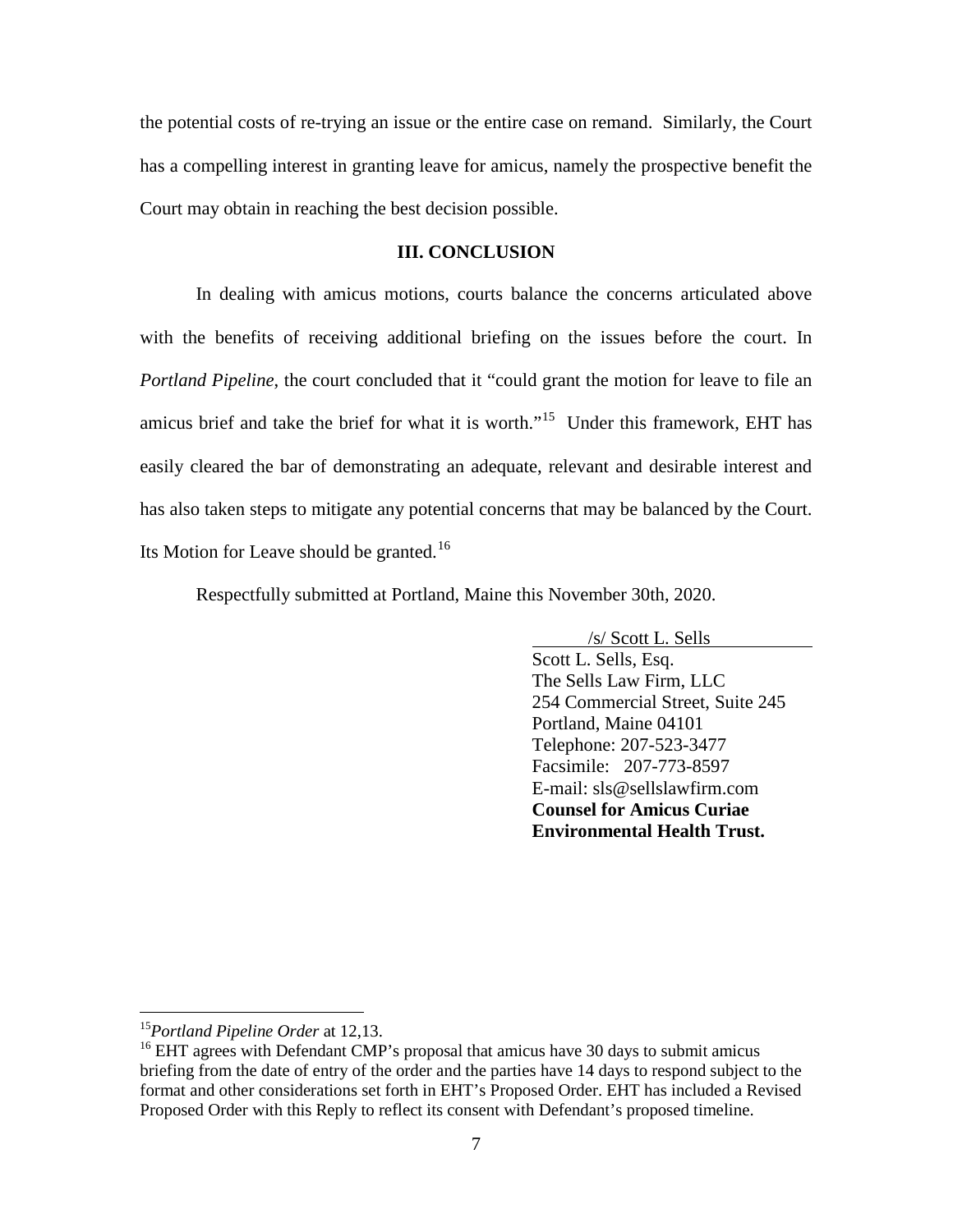the potential costs of re-trying an issue or the entire case on remand. Similarly, the Court has a compelling interest in granting leave for amicus, namely the prospective benefit the Court may obtain in reaching the best decision possible.

## III. CONCLUSION

In dealing with amicus motions, courts balance the concerns articulated above with the benefits of receiving additional briefing on the issues before the court. In *Portland Pipeline*, the court concluded that it "could grant the motion for leave to file an amicus brief and take the brief for what it is worth."[15] Under this framework, EHT has easily cleared the bar of demonstrating an adequate, relevant and desirable interest and has also taken steps to mitigate any potential concerns that may be balanced by the Court. Its Motion for Leave should be granted.[16]

Respectfully submitted at Portland, Maine this November 30th, 2020.

/s/ Scott L. Sells
Scott L. Sells, Esq.
The Sells Law Firm, LLC
254 Commercial Street, Suite 245
Portland, Maine 04101
Telephone: 207-523-3477
Facsimile: 207-773-8597
E-mail: sls@sellslawfirm.com
**Counsel for Amicus Curiae**
**Environmental Health Trust.**

---

[15] *Portland Pipeline Order* at 12,13.

[16] EHT agrees with Defendant CMP's proposal that amicus have 30 days to submit amicus briefing from the date of entry of the order and the parties have 14 days to respond subject to the format and other considerations set forth in EHT's Proposed Order. EHT has included a Revised Proposed Order with this Reply to reflect its consent with Defendant's proposed timeline.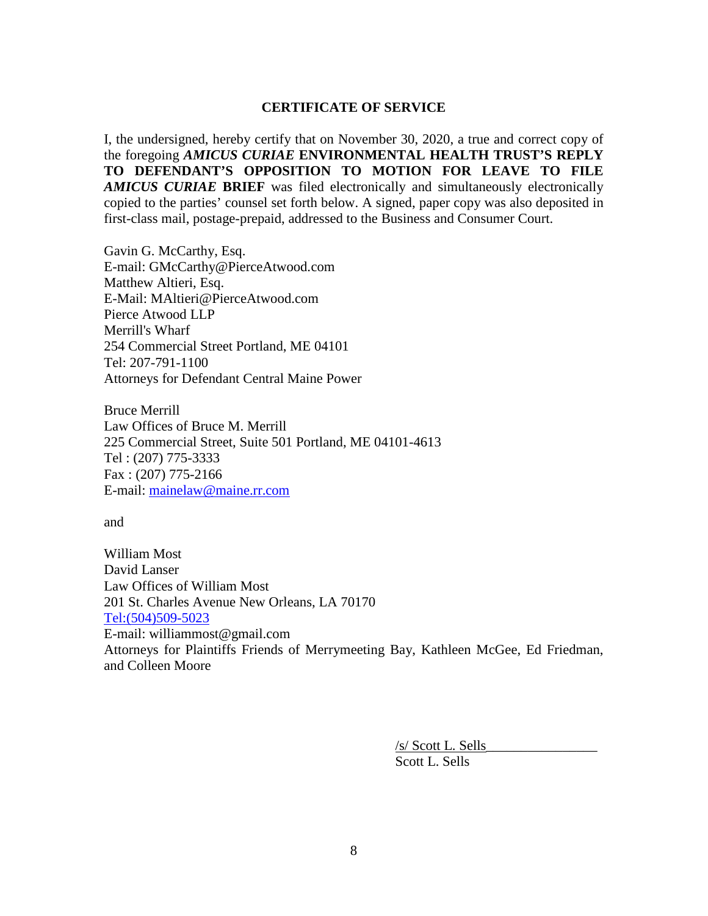**CERTIFICATE OF SERVICE**

I, the undersigned, hereby certify that on November 30, 2020, a true and correct copy of the foregoing ***AMICUS CURIAE*** **ENVIRONMENTAL HEALTH TRUST'S REPLY TO DEFENDANT'S OPPOSITION TO MOTION FOR LEAVE TO FILE** ***AMICUS CURIAE*** **BRIEF** was filed electronically and simultaneously electronically copied to the parties' counsel set forth below. A signed, paper copy was also deposited in first-class mail, postage-prepaid, addressed to the Business and Consumer Court.

Gavin G. McCarthy, Esq.
E-mail: GMcCarthy@PierceAtwood.com
Matthew Altieri, Esq.
E-Mail: MAltieri@PierceAtwood.com
Pierce Atwood LLP
Merrill's Wharf
254 Commercial Street Portland, ME 04101
Tel: 207-791-1100
Attorneys for Defendant Central Maine Power

Bruce Merrill
Law Offices of Bruce M. Merrill
225 Commercial Street, Suite 501 Portland, ME 04101-4613
Tel : (207) 775-3333
Fax : (207) 775-2166
E-mail: mainelaw@maine.rr.com

and

William Most
David Lanser
Law Offices of William Most
201 St. Charles Avenue New Orleans, LA 70170
Tel:(504)509-5023
E-mail: williammost@gmail.com
Attorneys for Plaintiffs Friends of Merrymeeting Bay, Kathleen McGee, Ed Friedman, and Colleen Moore

/s/ Scott L. Sells
Scott L. Sells